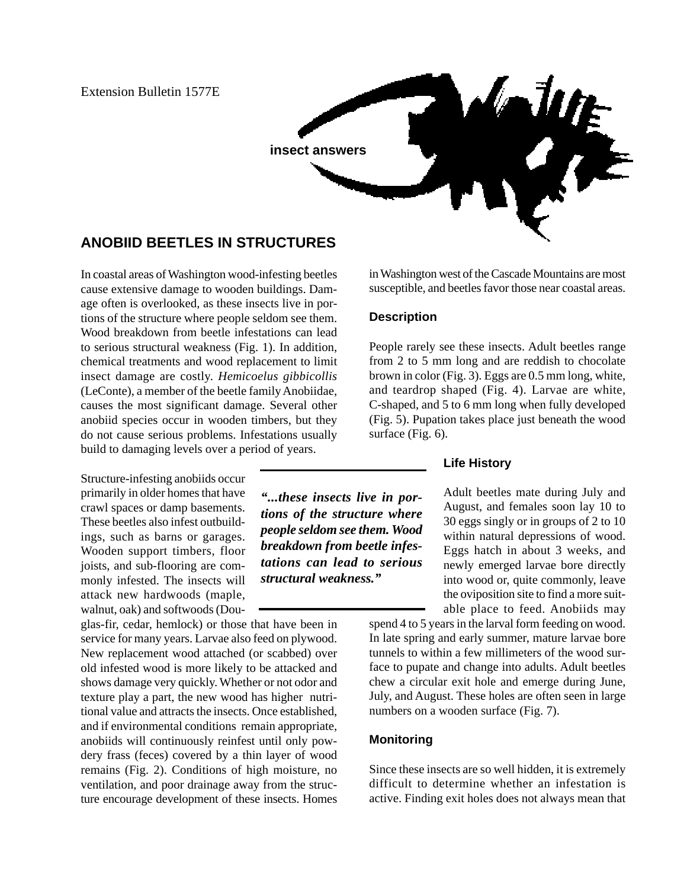Extension Bulletin 1577E

insect answers

## ANOBIID BEETLES IN STRUCTURES

In coastal areas of Washington wood-infesting beetles cause extensive damage to wooden buildings. Damage often is overlooked, as these insects live in portions of the structure where people seldom see them. Wood breakdown from beetle infestations can lead to serious structural weakness (Fig. 1). In addition, chemical treatments and wood replacement to limit insect damage are costly. *Hemicoelus gibbicollis* (LeConte), a member of the beetle family Anobiidae, causes the most significant damage. Several other anobiid species occur in wooden timbers, but they do not cause serious problems. Infestations usually build to damaging levels over a period of years.

Structure-infesting anobiids occur primarily in older homes that have crawl spaces or damp basements. These beetles also infest outbuildings, such as barns or garages. Wooden support timbers, floor joists, and sub-flooring are commonly infested. The insects will attack new hardwoods (maple, walnut, oak) and softwoods (Douglas-fir, cedar, hemlock) or those that have been in service for many years. Larvae also feed on plywood. New replacement wood attached (or scabbed) over old infested wood is more likely to be attacked and shows damage very quickly. Whether or not odor and texture play a part, the new wood has higher nutritional value and attracts the insects. Once established, and if environmental conditions remain appropriate, anobiids will continuously reinfest until only powdery frass (feces) covered by a thin layer of wood remains (Fig. 2). Conditions of high moisture, no ventilation, and poor drainage away from the structure encourage development of these insects. Homes in Washington west of the Cascade Mountains are most susceptible, and beetles favor those near coastal areas.

***"...these insects live in portions of the structure where people seldom see them. Wood breakdown from beetle infestations can lead to serious structural weakness."***

### Description

People rarely see these insects. Adult beetles range from 2 to 5 mm long and are reddish to chocolate brown in color (Fig. 3). Eggs are 0.5 mm long, white, and teardrop shaped (Fig. 4). Larvae are white, C-shaped, and 5 to 6 mm long when fully developed (Fig. 5). Pupation takes place just beneath the wood surface (Fig. 6).

### Life History

Adult beetles mate during July and August, and females soon lay 10 to 30 eggs singly or in groups of 2 to 10 within natural depressions of wood. Eggs hatch in about 3 weeks, and newly emerged larvae bore directly into wood or, quite commonly, leave the oviposition site to find a more suitable place to feed. Anobiids may spend 4 to 5 years in the larval form feeding on wood. In late spring and early summer, mature larvae bore tunnels to within a few millimeters of the wood surface to pupate and change into adults. Adult beetles chew a circular exit hole and emerge during June, July, and August. These holes are often seen in large numbers on a wooden surface (Fig. 7).

### Monitoring

Since these insects are so well hidden, it is extremely difficult to determine whether an infestation is active. Finding exit holes does not always mean that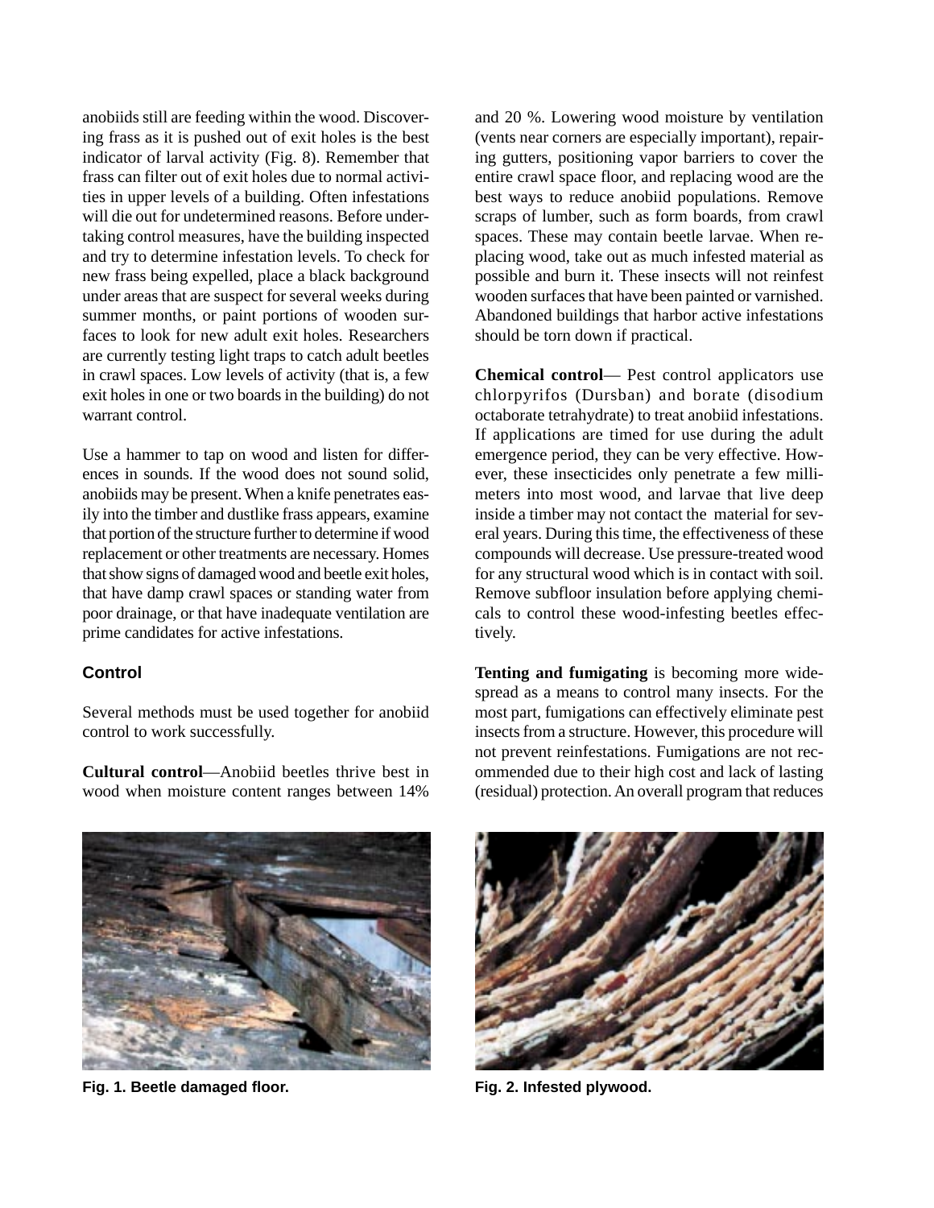anobiids still are feeding within the wood. Discovering frass as it is pushed out of exit holes is the best indicator of larval activity (Fig. 8). Remember that frass can filter out of exit holes due to normal activities in upper levels of a building. Often infestations will die out for undetermined reasons. Before undertaking control measures, have the building inspected and try to determine infestation levels. To check for new frass being expelled, place a black background under areas that are suspect for several weeks during summer months, or paint portions of wooden surfaces to look for new adult exit holes. Researchers are currently testing light traps to catch adult beetles in crawl spaces. Low levels of activity (that is, a few exit holes in one or two boards in the building) do not warrant control.

Use a hammer to tap on wood and listen for differences in sounds. If the wood does not sound solid, anobiids may be present. When a knife penetrates easily into the timber and dustlike frass appears, examine that portion of the structure further to determine if wood replacement or other treatments are necessary. Homes that show signs of damaged wood and beetle exit holes, that have damp crawl spaces or standing water from poor drainage, or that have inadequate ventilation are prime candidates for active infestations.

## Control

Several methods must be used together for anobiid control to work successfully.

**Cultural control**—Anobiid beetles thrive best in wood when moisture content ranges between 14% and 20 %. Lowering wood moisture by ventilation (vents near corners are especially important), repairing gutters, positioning vapor barriers to cover the entire crawl space floor, and replacing wood are the best ways to reduce anobiid populations. Remove scraps of lumber, such as form boards, from crawl spaces. These may contain beetle larvae. When replacing wood, take out as much infested material as possible and burn it. These insects will not reinfest wooden surfaces that have been painted or varnished. Abandoned buildings that harbor active infestations should be torn down if practical.

**Chemical control**— Pest control applicators use chlorpyrifos (Dursban) and borate (disodium octaborate tetrahydrate) to treat anobiid infestations. If applications are timed for use during the adult emergence period, they can be very effective. However, these insecticides only penetrate a few millimeters into most wood, and larvae that live deep inside a timber may not contact the material for several years. During this time, the effectiveness of these compounds will decrease. Use pressure-treated wood for any structural wood which is in contact with soil. Remove subfloor insulation before applying chemicals to control these wood-infesting beetles effectively.

**Tenting and fumigating** is becoming more widespread as a means to control many insects. For the most part, fumigations can effectively eliminate pest insects from a structure. However, this procedure will not prevent reinfestations. Fumigations are not recommended due to their high cost and lack of lasting (residual) protection. An overall program that reduces

**Fig. 1. Beetle damaged floor.**

**Fig. 2. Infested plywood.**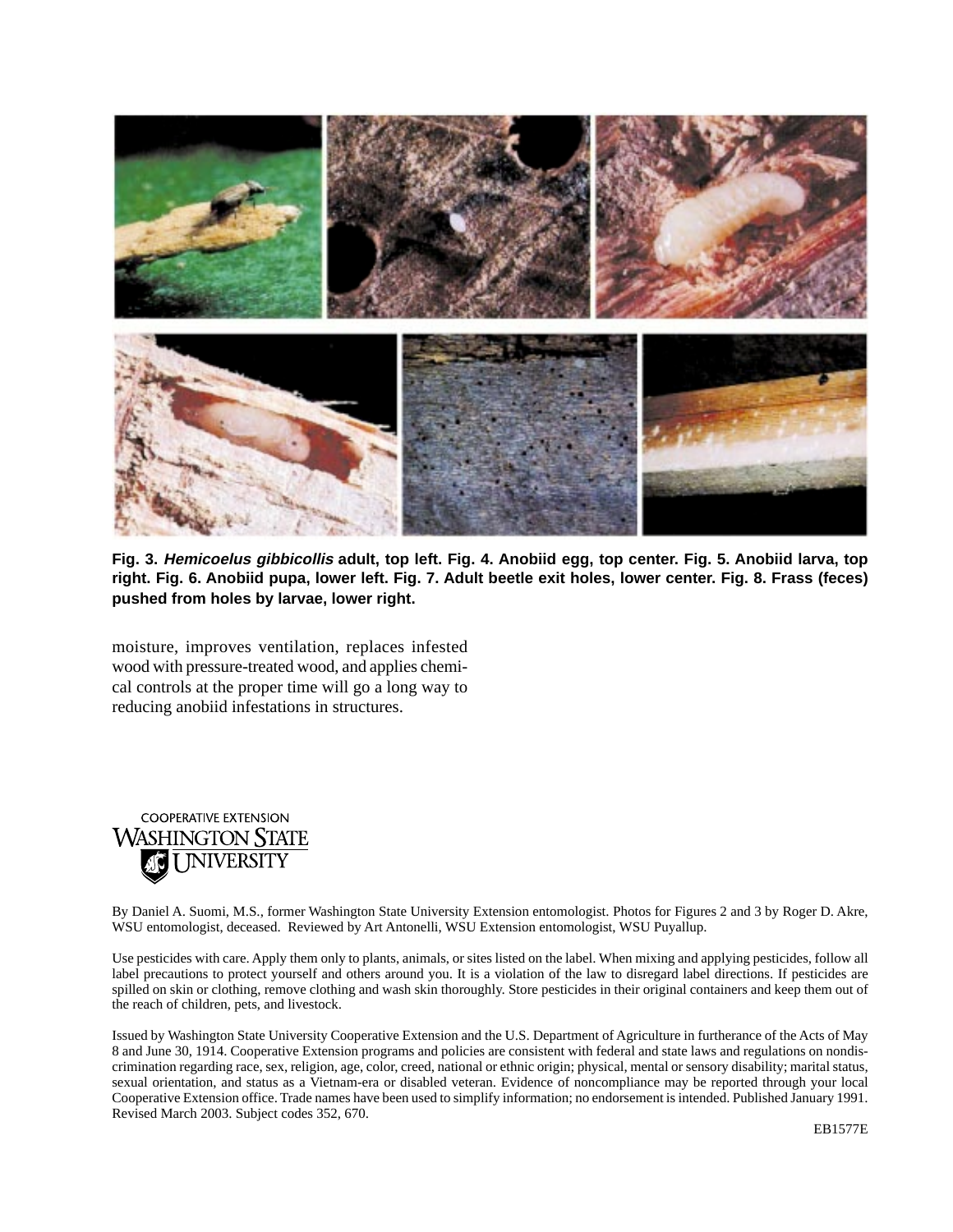**Fig. 3. *Hemicoelus gibbicollis* adult, top left. Fig. 4. Anobiid egg, top center. Fig. 5. Anobiid larva, top right. Fig. 6. Anobiid pupa, lower left. Fig. 7. Adult beetle exit holes, lower center. Fig. 8. Frass (feces) pushed from holes by larvae, lower right.**

moisture, improves ventilation, replaces infested wood with pressure-treated wood, and applies chemical controls at the proper time will go a long way to reducing anobiid infestations in structures.

COOPERATIVE EXTENSION
WASHINGTON STATE UNIVERSITY

By Daniel A. Suomi, M.S., former Washington State University Extension entomologist. Photos for Figures 2 and 3 by Roger D. Akre, WSU entomologist, deceased. Reviewed by Art Antonelli, WSU Extension entomologist, WSU Puyallup.

Use pesticides with care. Apply them only to plants, animals, or sites listed on the label. When mixing and applying pesticides, follow all label precautions to protect yourself and others around you. It is a violation of the law to disregard label directions. If pesticides are spilled on skin or clothing, remove clothing and wash skin thoroughly. Store pesticides in their original containers and keep them out of the reach of children, pets, and livestock.

Issued by Washington State University Cooperative Extension and the U.S. Department of Agriculture in furtherance of the Acts of May 8 and June 30, 1914. Cooperative Extension programs and policies are consistent with federal and state laws and regulations on nondiscrimination regarding race, sex, religion, age, color, creed, national or ethnic origin; physical, mental or sensory disability; marital status, sexual orientation, and status as a Vietnam-era or disabled veteran. Evidence of noncompliance may be reported through your local Cooperative Extension office. Trade names have been used to simplify information; no endorsement is intended. Published January 1991. Revised March 2003. Subject codes 352, 670.

EB1577E